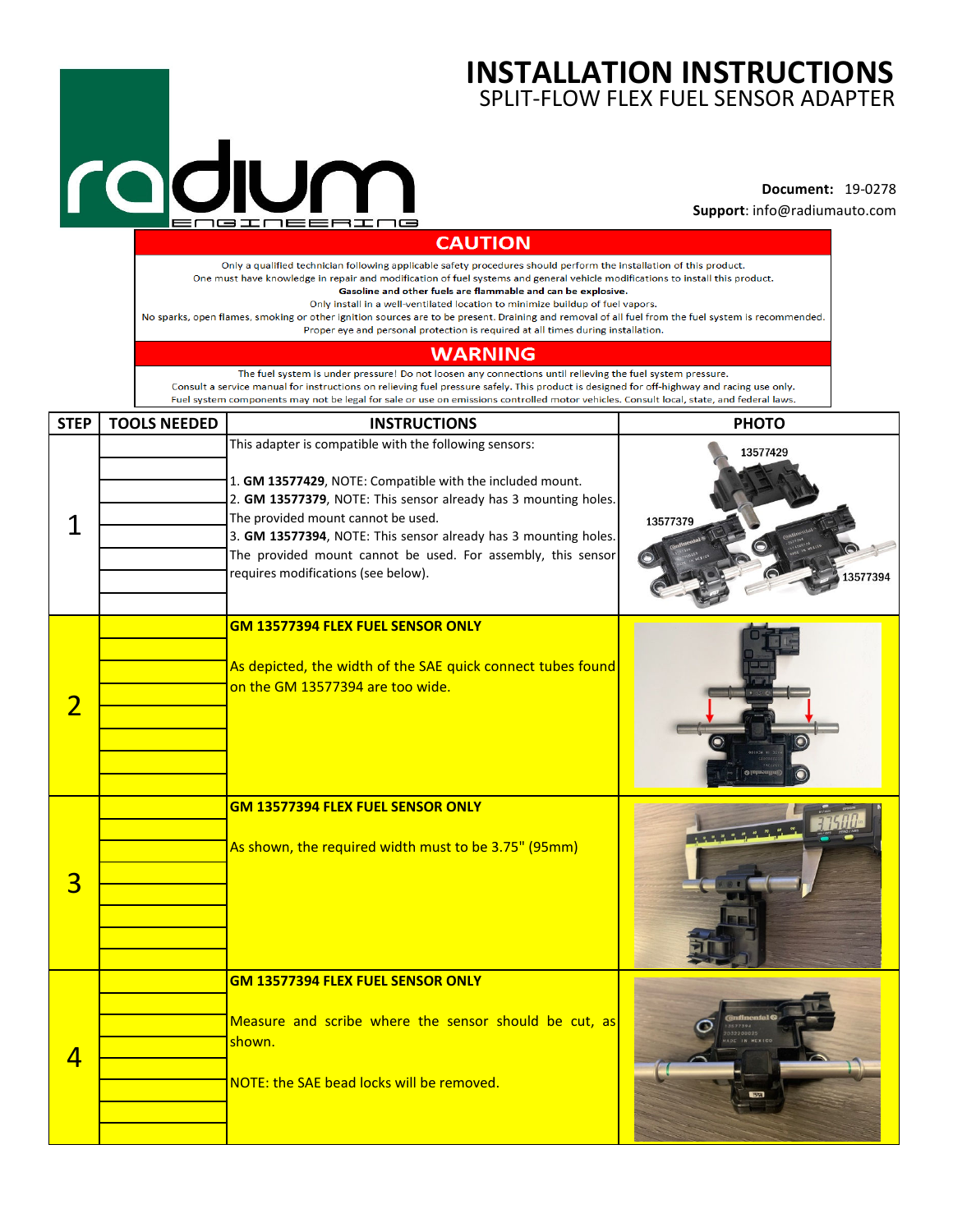# INSTALLATION INSTRUCTIONS

## SPLIT-FLOW FLEX FUEL SENSOR ADAPTER

radium ENGINEERING

**Document:** 19-0278
**Support**: info@radiumauto.com

## CAUTION

Only a qualified technician following applicable safety procedures should perform the installation of this product.
One must have knowledge in repair and modification of fuel systems and general vehicle modifications to install this product.
**Gasoline and other fuels are flammable and can be explosive.**
Only install in a well-ventilated location to minimize buildup of fuel vapors.
No sparks, open flames, smoking or other ignition sources are to be present. Draining and removal of all fuel from the fuel system is recommended.
Proper eye and personal protection is required at all times during installation.

## WARNING

The fuel system is under pressure! Do not loosen any connections until relieving the fuel system pressure.
Consult a service manual for instructions on relieving fuel pressure safely. This product is designed for off-highway and racing use only.
Fuel system components may not be legal for sale or use on emissions controlled motor vehicles. Consult local, state, and federal laws.

| STEP | TOOLS NEEDED | INSTRUCTIONS | PHOTO |
|---|---|---|---|
| 1 | | This adapter is compatible with the following sensors:<br><br>1. **GM 13577429**, NOTE: Compatible with the included mount.<br>2. **GM 13577379**, NOTE: This sensor already has 3 mounting holes. The provided mount cannot be used.<br>3. **GM 13577394**, NOTE: This sensor already has 3 mounting holes. The provided mount cannot be used. For assembly, this sensor requires modifications (see below). | 13577429<br>13577379<br>13577394 |
| 2 | | **GM 13577394 FLEX FUEL SENSOR ONLY**<br><br>As depicted, the width of the SAE quick connect tubes found on the GM 13577394 are too wide. | |
| 3 | | **GM 13577394 FLEX FUEL SENSOR ONLY**<br><br>As shown, the required width must to be 3.75" (95mm) | |
| 4 | | **GM 13577394 FLEX FUEL SENSOR ONLY**<br><br>Measure and scribe where the sensor should be cut, as shown.<br><br>NOTE: the SAE bead locks will be removed. | |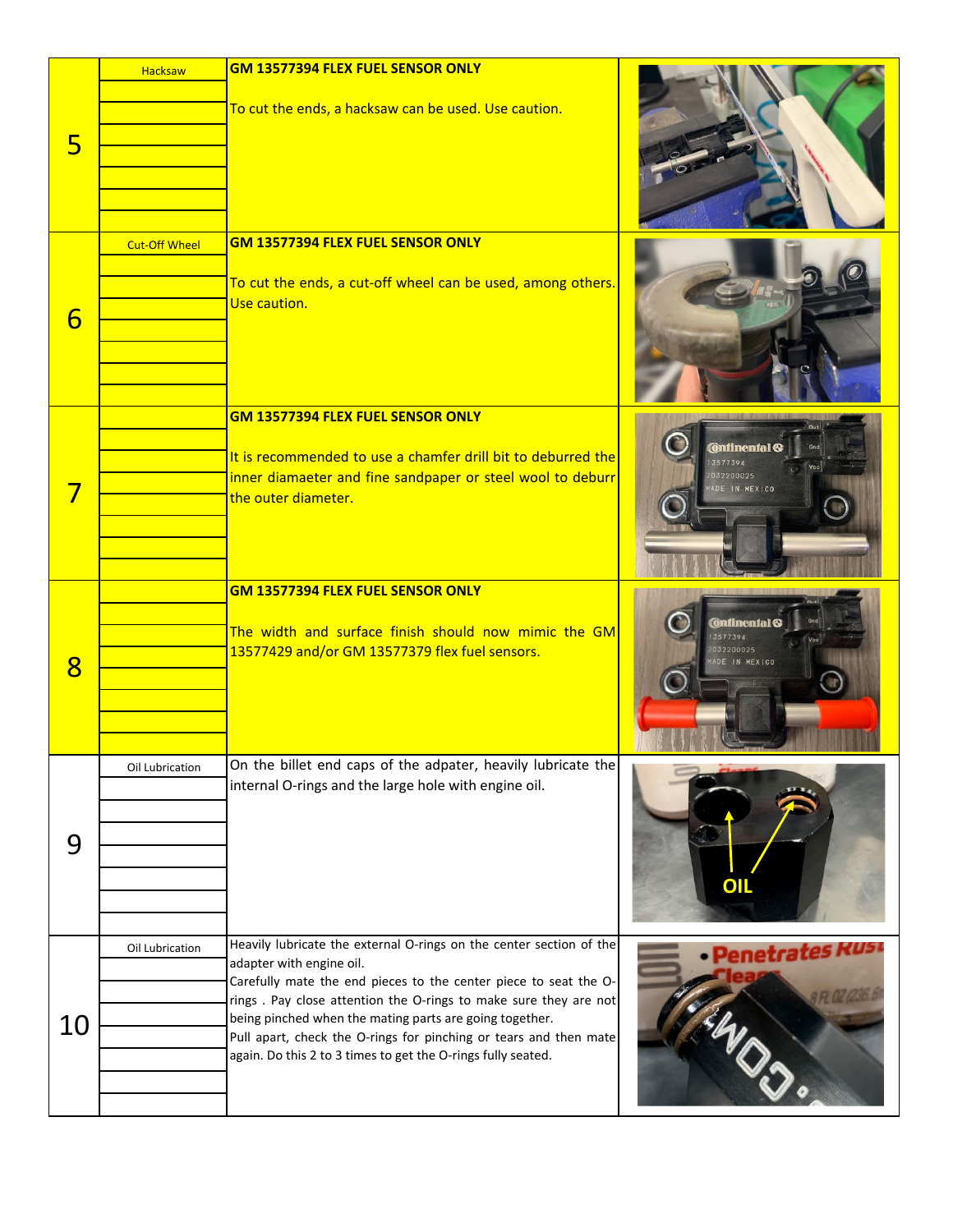| Step | Tool | Instructions |
|---|---|---|
| 5 | Hacksaw | **GM 13577394 FLEX FUEL SENSOR ONLY**<br><br>To cut the ends, a hacksaw can be used. Use caution. |
| 6 | Cut-Off Wheel | **GM 13577394 FLEX FUEL SENSOR ONLY**<br><br>To cut the ends, a cut-off wheel can be used, among others. Use caution. |
| 7 | | **GM 13577394 FLEX FUEL SENSOR ONLY**<br><br>It is recommended to use a chamfer drill bit to deburred the inner diamaeter and fine sandpaper or steel wool to deburr the outer diameter. |
| 8 | | **GM 13577394 FLEX FUEL SENSOR ONLY**<br><br>The width and surface finish should now mimic the GM 13577429 and/or GM 13577379 flex fuel sensors. |
| 9 | Oil Lubrication | On the billet end caps of the adpater, heavily lubricate the internal O-rings and the large hole with engine oil. |
| 10 | Oil Lubrication | Heavily lubricate the external O-rings on the center section of the adapter with engine oil.<br>Carefully mate the end pieces to the center piece to seat the O-rings . Pay close attention the O-rings to make sure they are not being pinched when the mating parts are going together.<br>Pull apart, check the O-rings for pinching or tears and then mate again. Do this 2 to 3 times to get the O-rings fully seated. |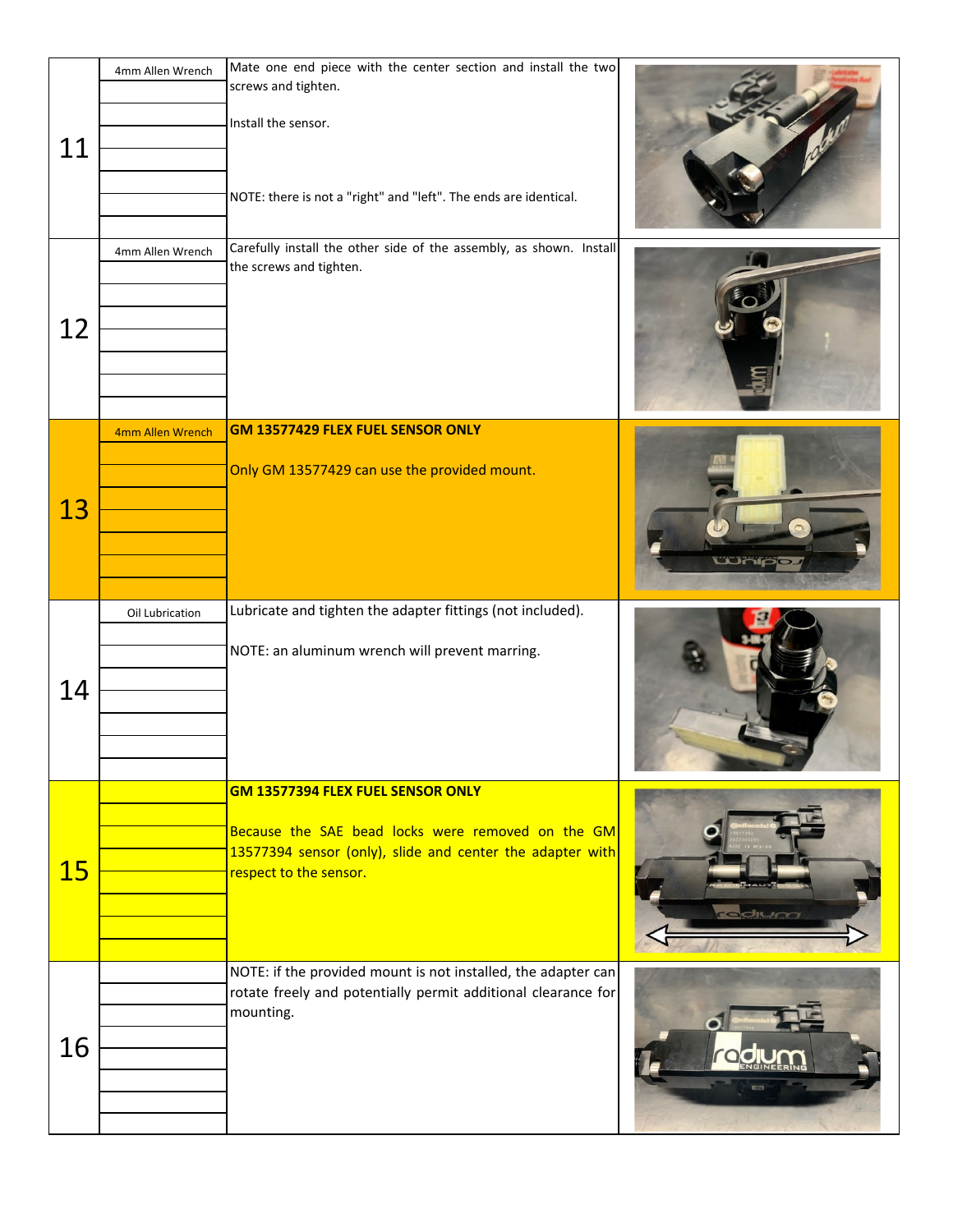| Step | Tools | Instructions |
|---|---|---|
| 11 | 4mm Allen Wrench | Mate one end piece with the center section and install the two screws and tighten.<br><br>Install the sensor.<br><br>NOTE: there is not a "right" and "left". The ends are identical. |
| 12 | 4mm Allen Wrench | Carefully install the other side of the assembly, as shown. Install the screws and tighten. |
| 13 | 4mm Allen Wrench | **GM 13577429 FLEX FUEL SENSOR ONLY**<br><br>Only GM 13577429 can use the provided mount. |
| 14 | Oil Lubrication | Lubricate and tighten the adapter fittings (not included).<br><br>NOTE: an aluminum wrench will prevent marring. |
| 15 | | **GM 13577394 FLEX FUEL SENSOR ONLY**<br><br>Because the SAE bead locks were removed on the GM 13577394 sensor (only), slide and center the adapter with respect to the sensor. |
| 16 | | NOTE: if the provided mount is not installed, the adapter can rotate freely and potentially permit additional clearance for mounting. |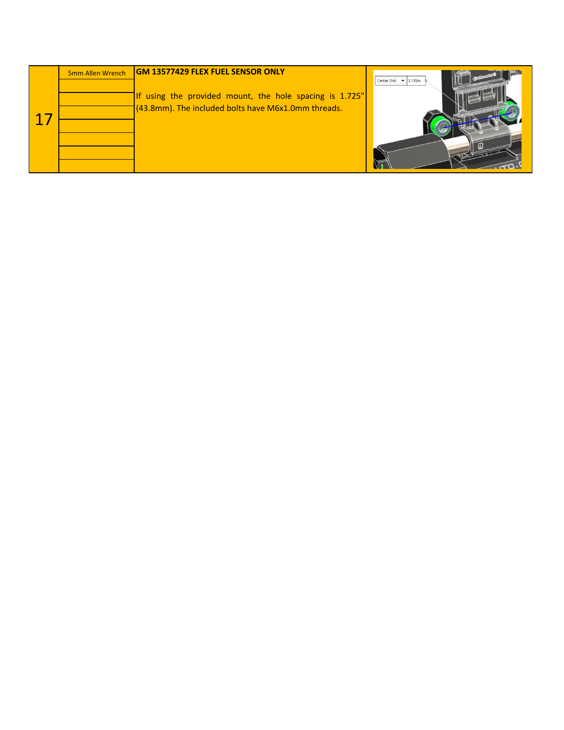| | | | |
|---|---|---|---|
| 17 | 5mm Allen Wrench | **GM 13577429 FLEX FUEL SENSOR ONLY**<br><br>If using the provided mount, the hole spacing is 1.725" (43.8mm). The included bolts have M6x1.0mm threads. | |